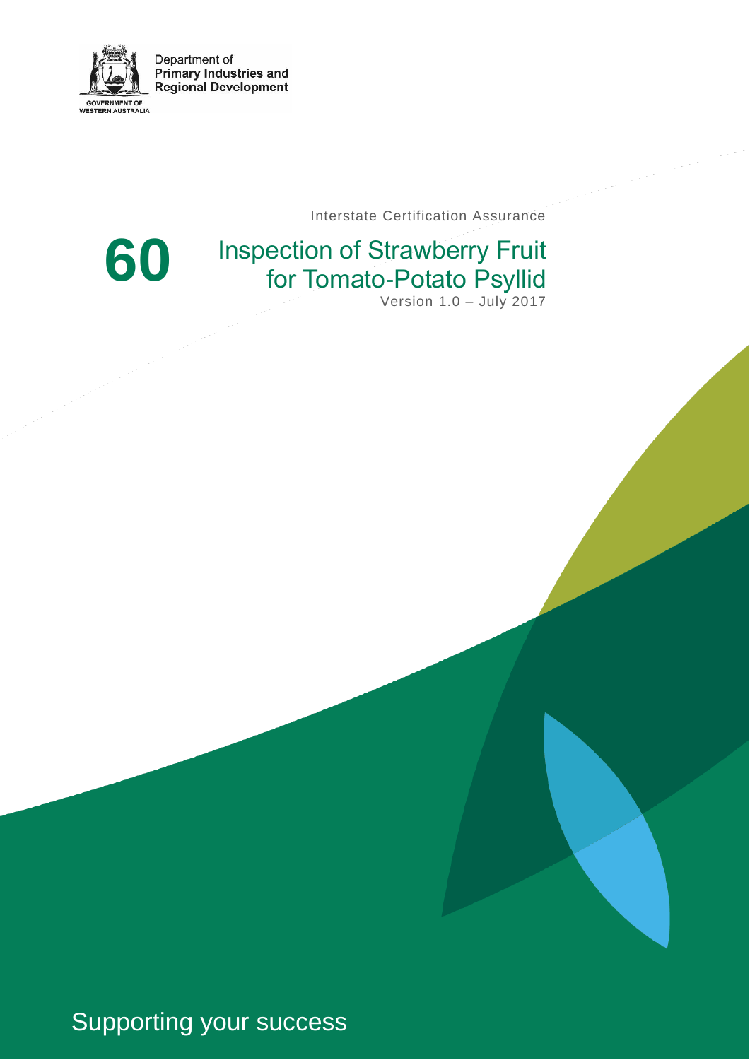Department of
**Primary Industries and Regional Development**

GOVERNMENT OF WESTERN AUSTRALIA

Interstate Certification Assurance

# 60 Inspection of Strawberry Fruit for Tomato-Potato Psyllid

Version 1.0 – July 2017

Supporting your success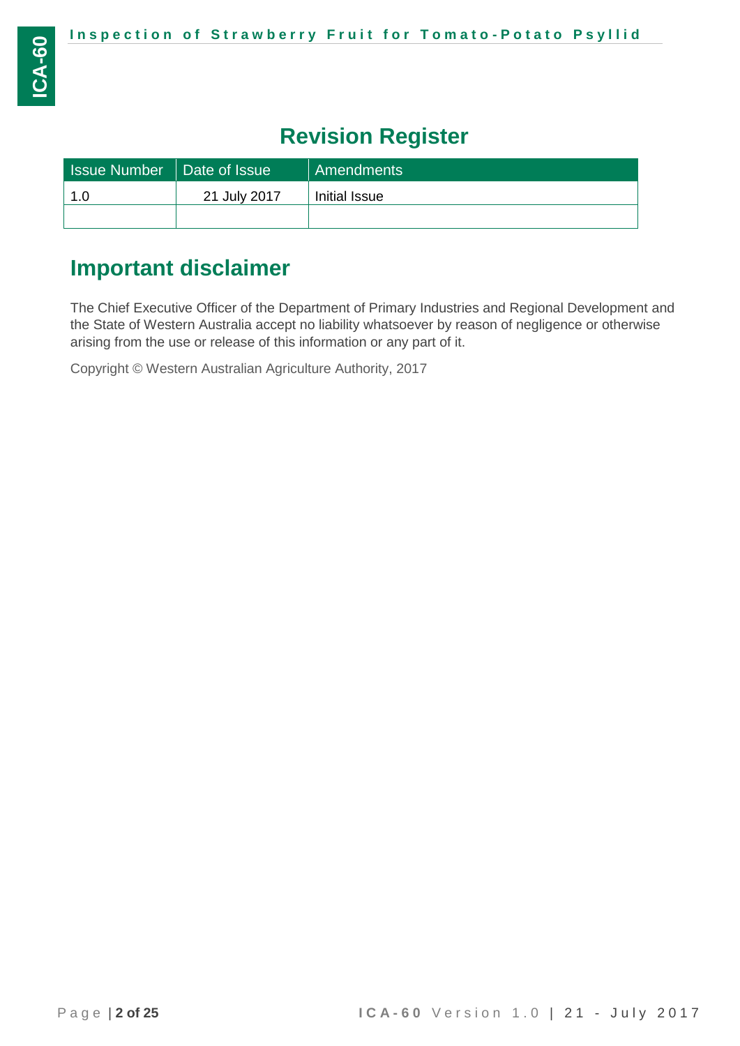# Revision Register

| Issue Number | Date of Issue | Amendments |
| --- | --- | --- |
| 1.0 | 21 July 2017 | Initial Issue |
| | | |

# Important disclaimer

The Chief Executive Officer of the Department of Primary Industries and Regional Development and the State of Western Australia accept no liability whatsoever by reason of negligence or otherwise arising from the use or release of this information or any part of it.

Copyright © Western Australian Agriculture Authority, 2017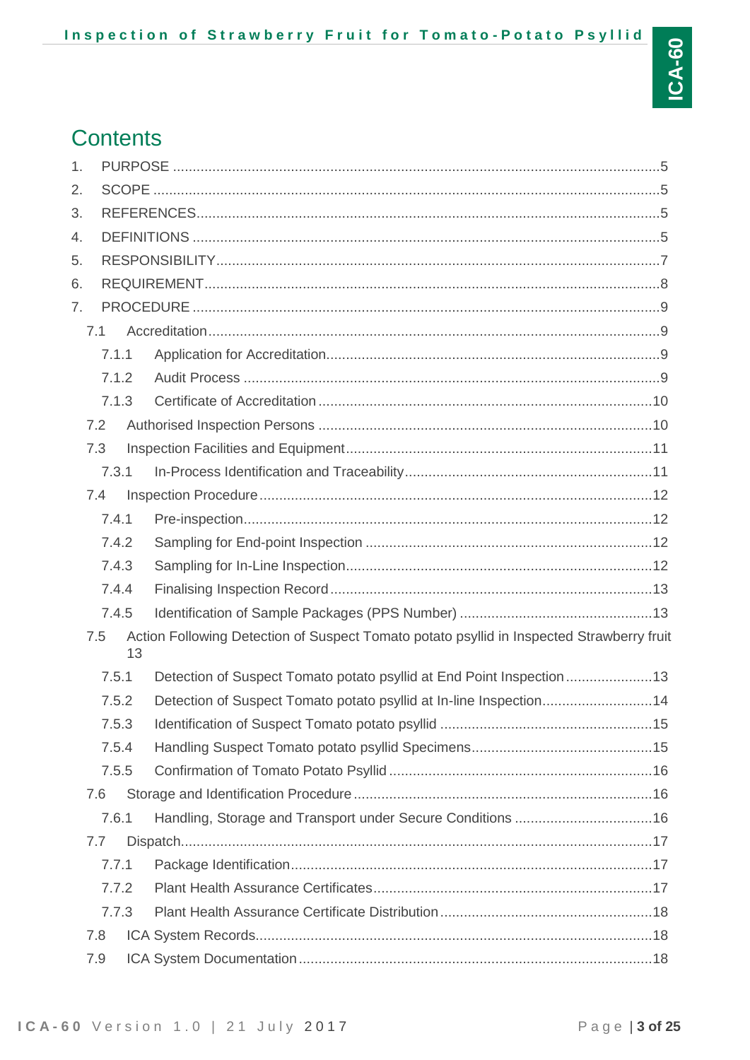# Contents

1. PURPOSE ..... 5
2. SCOPE ..... 5
3. REFERENCES ..... 5
4. DEFINITIONS ..... 5
5. RESPONSIBILITY ..... 7
6. REQUIREMENT ..... 8
7. PROCEDURE ..... 9
   - 7.1 Accreditation ..... 9
     - 7.1.1 Application for Accreditation ..... 9
     - 7.1.2 Audit Process ..... 9
     - 7.1.3 Certificate of Accreditation ..... 10
   - 7.2 Authorised Inspection Persons ..... 10
   - 7.3 Inspection Facilities and Equipment ..... 11
     - 7.3.1 In-Process Identification and Traceability ..... 11
   - 7.4 Inspection Procedure ..... 12
     - 7.4.1 Pre-inspection ..... 12
     - 7.4.2 Sampling for End-point Inspection ..... 12
     - 7.4.3 Sampling for In-Line Inspection ..... 12
     - 7.4.4 Finalising Inspection Record ..... 13
     - 7.4.5 Identification of Sample Packages (PPS Number) ..... 13
   - 7.5 Action Following Detection of Suspect Tomato potato psyllid in Inspected Strawberry fruit 13
     - 7.5.1 Detection of Suspect Tomato potato psyllid at End Point Inspection ..... 13
     - 7.5.2 Detection of Suspect Tomato potato psyllid at In-line Inspection ..... 14
     - 7.5.3 Identification of Suspect Tomato potato psyllid ..... 15
     - 7.5.4 Handling Suspect Tomato potato psyllid Specimens ..... 15
     - 7.5.5 Confirmation of Tomato Potato Psyllid ..... 16
   - 7.6 Storage and Identification Procedure ..... 16
     - 7.6.1 Handling, Storage and Transport under Secure Conditions ..... 16
   - 7.7 Dispatch ..... 17
     - 7.7.1 Package Identification ..... 17
     - 7.7.2 Plant Health Assurance Certificates ..... 17
     - 7.7.3 Plant Health Assurance Certificate Distribution ..... 18
   - 7.8 ICA System Records ..... 18
   - 7.9 ICA System Documentation ..... 18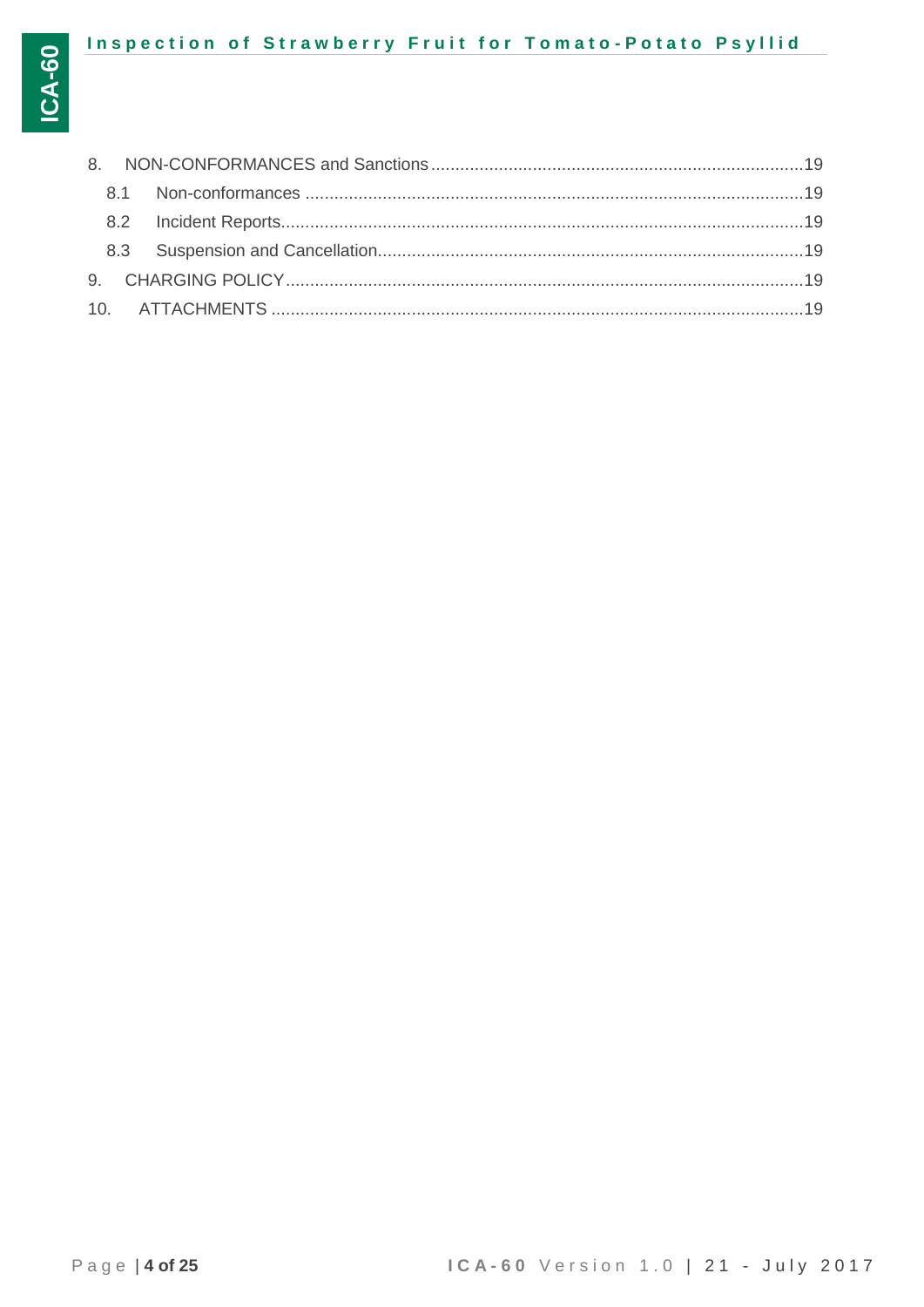8. NON-CONFORMANCES and Sanctions ............................................................................19

   8.1 Non-conformances ......................................................................................................19

   8.2 Incident Reports...........................................................................................................19

   8.3 Suspension and Cancellation.......................................................................................19

9. CHARGING POLICY ..........................................................................................................19

10. ATTACHMENTS ..............................................................................................................19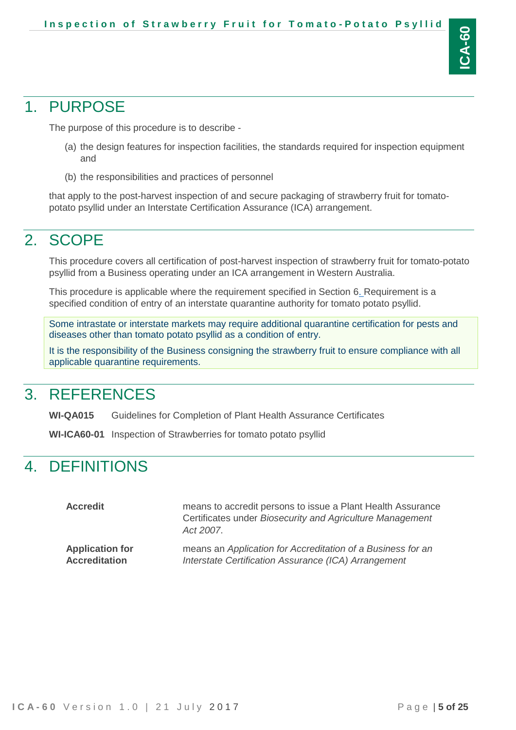# 1. PURPOSE

The purpose of this procedure is to describe -

(a) the design features for inspection facilities, the standards required for inspection equipment and

(b) the responsibilities and practices of personnel

that apply to the post-harvest inspection of and secure packaging of strawberry fruit for tomato-potato psyllid under an Interstate Certification Assurance (ICA) arrangement.

# 2. SCOPE

This procedure covers all certification of post-harvest inspection of strawberry fruit for tomato-potato psyllid from a Business operating under an ICA arrangement in Western Australia.

This procedure is applicable where the requirement specified in Section 6. Requirement is a specified condition of entry of an interstate quarantine authority for tomato potato psyllid.

Some intrastate or interstate markets may require additional quarantine certification for pests and diseases other than tomato potato psyllid as a condition of entry.

It is the responsibility of the Business consigning the strawberry fruit to ensure compliance with all applicable quarantine requirements.

# 3. REFERENCES

**WI-QA015** Guidelines for Completion of Plant Health Assurance Certificates

**WI-ICA60-01** Inspection of Strawberries for tomato potato psyllid

# 4. DEFINITIONS

| | |
|---|---|
| **Accredit** | means to accredit persons to issue a Plant Health Assurance Certificates under *Biosecurity and Agriculture Management Act 2007*. |
| **Application for Accreditation** | means an *Application for Accreditation of a Business for an Interstate Certification Assurance (ICA) Arrangement* |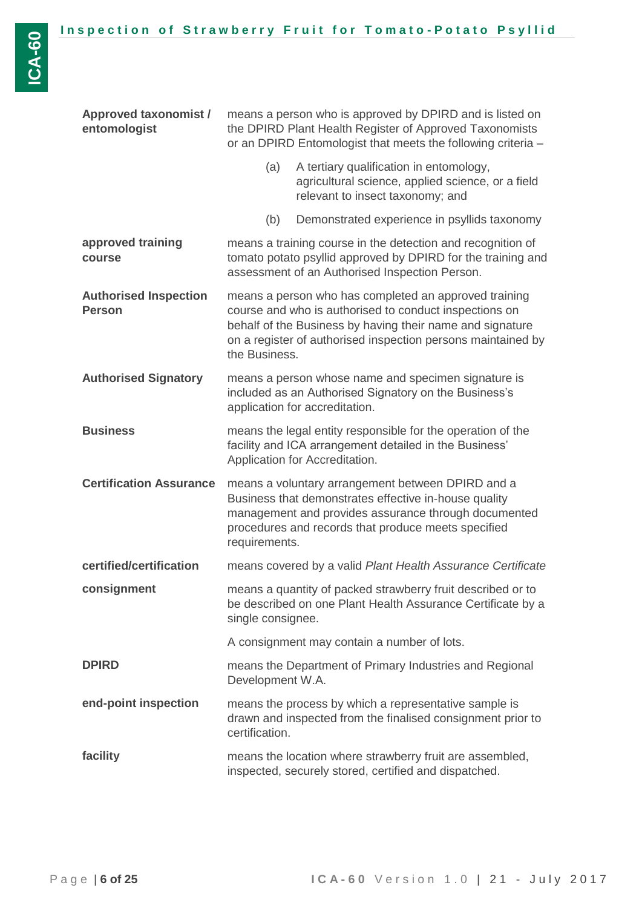| | |
|---|---|
| **Approved taxonomist / entomologist** | means a person who is approved by DPIRD and is listed on the DPIRD Plant Health Register of Approved Taxonomists or an DPIRD Entomologist that meets the following criteria – <br>(a) A tertiary qualification in entomology, agricultural science, applied science, or a field relevant to insect taxonomy; and <br>(b) Demonstrated experience in psyllids taxonomy |
| **approved training course** | means a training course in the detection and recognition of tomato potato psyllid approved by DPIRD for the training and assessment of an Authorised Inspection Person. |
| **Authorised Inspection Person** | means a person who has completed an approved training course and who is authorised to conduct inspections on behalf of the Business by having their name and signature on a register of authorised inspection persons maintained by the Business. |
| **Authorised Signatory** | means a person whose name and specimen signature is included as an Authorised Signatory on the Business's application for accreditation. |
| **Business** | means the legal entity responsible for the operation of the facility and ICA arrangement detailed in the Business' Application for Accreditation. |
| **Certification Assurance** | means a voluntary arrangement between DPIRD and a Business that demonstrates effective in-house quality management and provides assurance through documented procedures and records that produce meets specified requirements. |
| **certified/certification** | means covered by a valid *Plant Health Assurance Certificate* |
| **consignment** | means a quantity of packed strawberry fruit described or to be described on one Plant Health Assurance Certificate by a single consignee. <br>A consignment may contain a number of lots. |
| **DPIRD** | means the Department of Primary Industries and Regional Development W.A. |
| **end-point inspection** | means the process by which a representative sample is drawn and inspected from the finalised consignment prior to certification. |
| **facility** | means the location where strawberry fruit are assembled, inspected, securely stored, certified and dispatched. |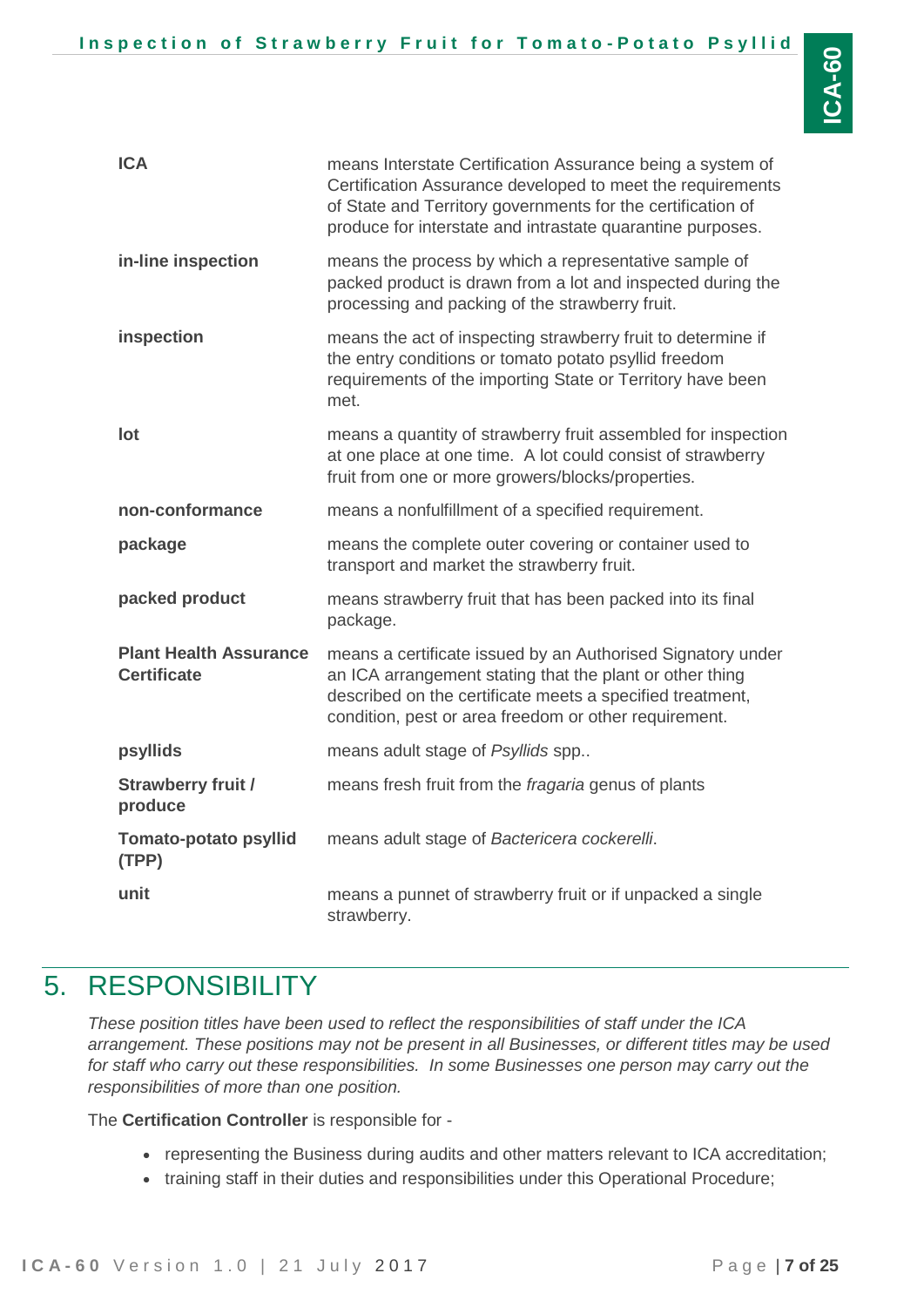| | |
|---|---|
| **ICA** | means Interstate Certification Assurance being a system of Certification Assurance developed to meet the requirements of State and Territory governments for the certification of produce for interstate and intrastate quarantine purposes. |
| **in-line inspection** | means the process by which a representative sample of packed product is drawn from a lot and inspected during the processing and packing of the strawberry fruit. |
| **inspection** | means the act of inspecting strawberry fruit to determine if the entry conditions or tomato potato psyllid freedom requirements of the importing State or Territory have been met. |
| **lot** | means a quantity of strawberry fruit assembled for inspection at one place at one time. A lot could consist of strawberry fruit from one or more growers/blocks/properties. |
| **non-conformance** | means a nonfulfillment of a specified requirement. |
| **package** | means the complete outer covering or container used to transport and market the strawberry fruit. |
| **packed product** | means strawberry fruit that has been packed into its final package. |
| **Plant Health Assurance Certificate** | means a certificate issued by an Authorised Signatory under an ICA arrangement stating that the plant or other thing described on the certificate meets a specified treatment, condition, pest or area freedom or other requirement. |
| **psyllids** | means adult stage of *Psyllids* spp.. |
| **Strawberry fruit / produce** | means fresh fruit from the *fragaria* genus of plants |
| **Tomato-potato psyllid (TPP)** | means adult stage of *Bactericera cockerelli*. |
| **unit** | means a punnet of strawberry fruit or if unpacked a single strawberry. |

# 5. RESPONSIBILITY

*These position titles have been used to reflect the responsibilities of staff under the ICA arrangement. These positions may not be present in all Businesses, or different titles may be used for staff who carry out these responsibilities. In some Businesses one person may carry out the responsibilities of more than one position.*

The **Certification Controller** is responsible for -

- representing the Business during audits and other matters relevant to ICA accreditation;
- training staff in their duties and responsibilities under this Operational Procedure;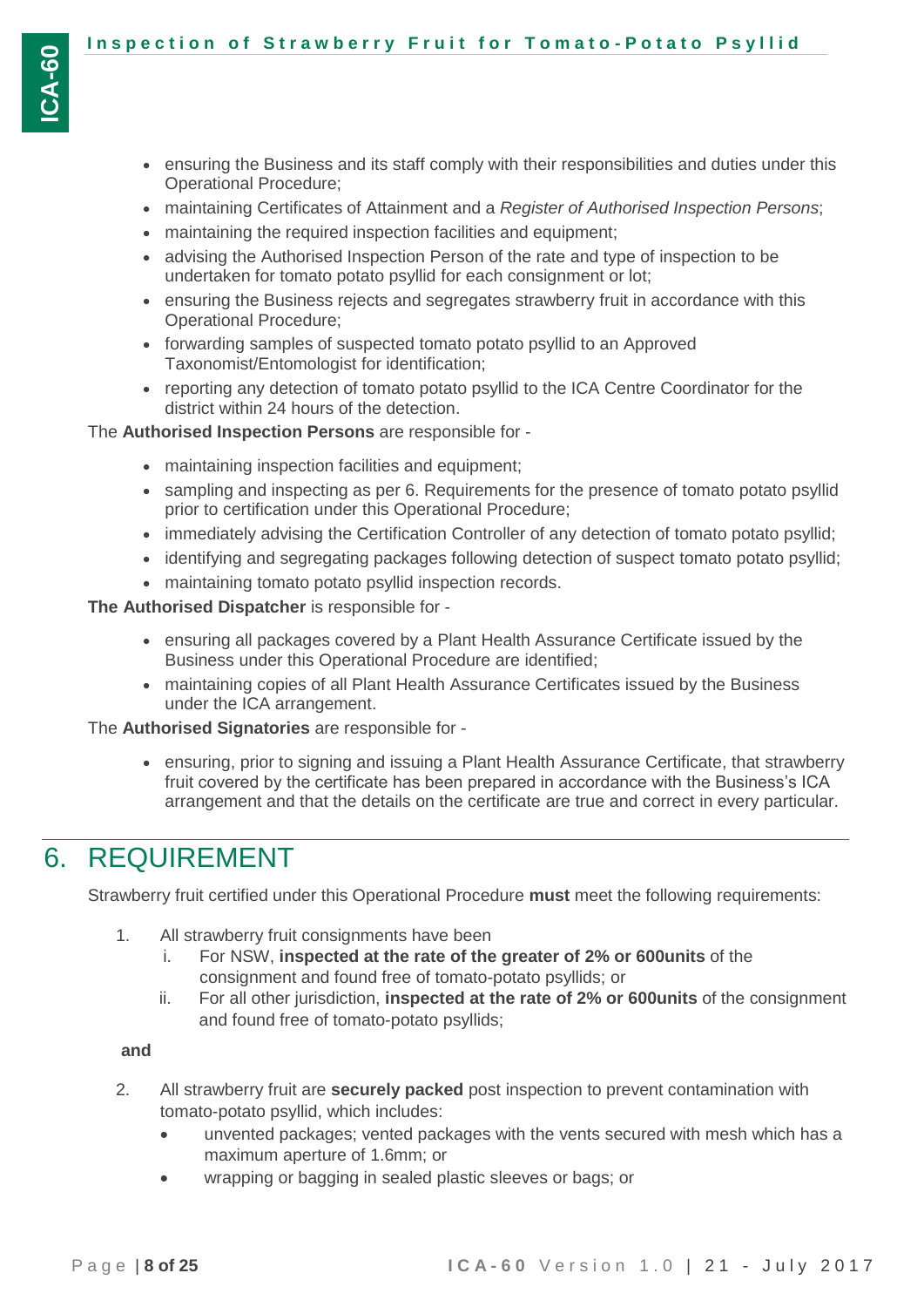- ensuring the Business and its staff comply with their responsibilities and duties under this Operational Procedure;
- maintaining Certificates of Attainment and a *Register of Authorised Inspection Persons*;
- maintaining the required inspection facilities and equipment;
- advising the Authorised Inspection Person of the rate and type of inspection to be undertaken for tomato potato psyllid for each consignment or lot;
- ensuring the Business rejects and segregates strawberry fruit in accordance with this Operational Procedure;
- forwarding samples of suspected tomato potato psyllid to an Approved Taxonomist/Entomologist for identification;
- reporting any detection of tomato potato psyllid to the ICA Centre Coordinator for the district within 24 hours of the detection.

The **Authorised Inspection Persons** are responsible for -

- maintaining inspection facilities and equipment;
- sampling and inspecting as per 6. Requirements for the presence of tomato potato psyllid prior to certification under this Operational Procedure;
- immediately advising the Certification Controller of any detection of tomato potato psyllid;
- identifying and segregating packages following detection of suspect tomato potato psyllid;
- maintaining tomato potato psyllid inspection records.

**The Authorised Dispatcher** is responsible for -

- ensuring all packages covered by a Plant Health Assurance Certificate issued by the Business under this Operational Procedure are identified;
- maintaining copies of all Plant Health Assurance Certificates issued by the Business under the ICA arrangement.

The **Authorised Signatories** are responsible for -

- ensuring, prior to signing and issuing a Plant Health Assurance Certificate, that strawberry fruit covered by the certificate has been prepared in accordance with the Business's ICA arrangement and that the details on the certificate are true and correct in every particular.

# 6. REQUIREMENT

Strawberry fruit certified under this Operational Procedure **must** meet the following requirements:

1. All strawberry fruit consignments have been
   i. For NSW, **inspected at the rate of the greater of 2% or 600units** of the consignment and found free of tomato-potato psyllids; or
   ii. For all other jurisdiction, **inspected at the rate of 2% or 600units** of the consignment and found free of tomato-potato psyllids;

**and**

2. All strawberry fruit are **securely packed** post inspection to prevent contamination with tomato-potato psyllid, which includes:
   - unvented packages; vented packages with the vents secured with mesh which has a maximum aperture of 1.6mm; or
   - wrapping or bagging in sealed plastic sleeves or bags; or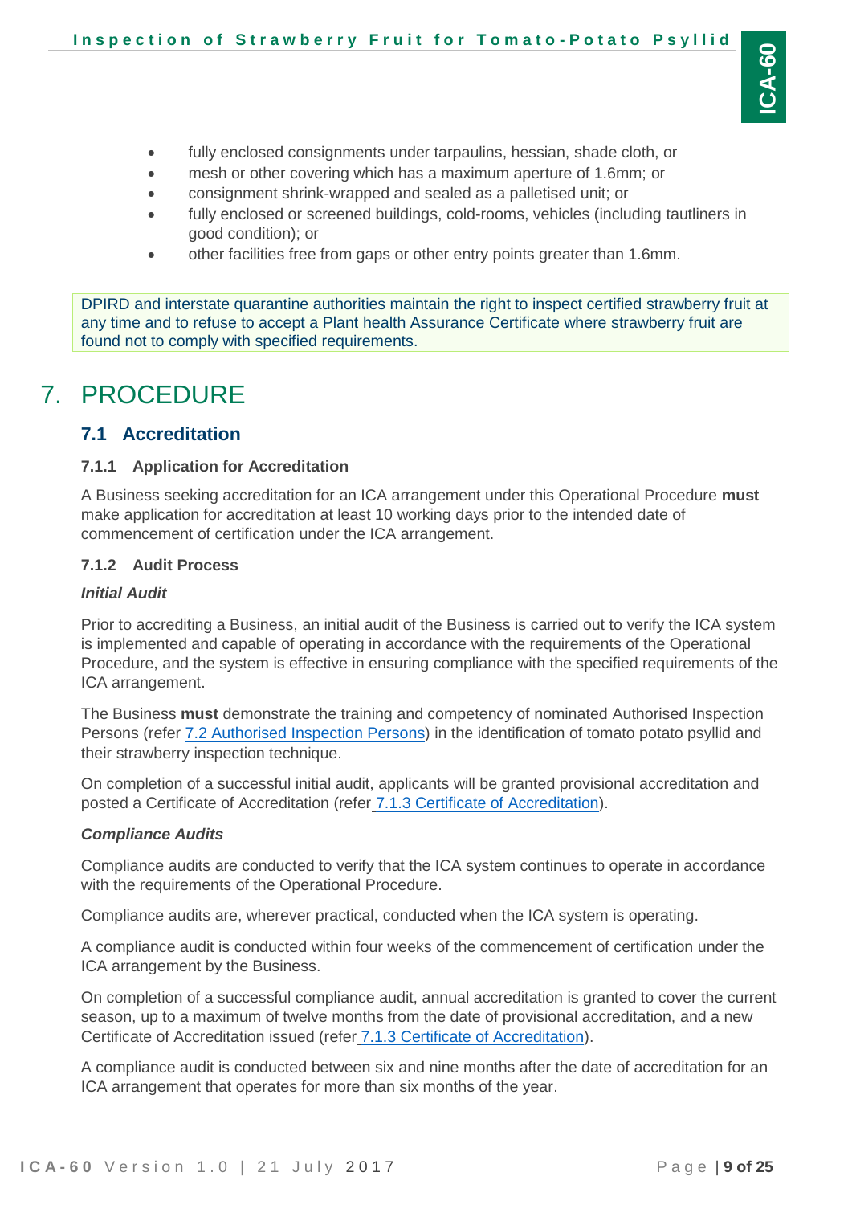- fully enclosed consignments under tarpaulins, hessian, shade cloth, or
- mesh or other covering which has a maximum aperture of 1.6mm; or
- consignment shrink-wrapped and sealed as a palletised unit; or
- fully enclosed or screened buildings, cold-rooms, vehicles (including tautliners in good condition); or
- other facilities free from gaps or other entry points greater than 1.6mm.

DPIRD and interstate quarantine authorities maintain the right to inspect certified strawberry fruit at any time and to refuse to accept a Plant health Assurance Certificate where strawberry fruit are found not to comply with specified requirements.

# 7. PROCEDURE

## 7.1 Accreditation

### 7.1.1 Application for Accreditation

A Business seeking accreditation for an ICA arrangement under this Operational Procedure **must** make application for accreditation at least 10 working days prior to the intended date of commencement of certification under the ICA arrangement.

### 7.1.2 Audit Process

***Initial Audit***

Prior to accrediting a Business, an initial audit of the Business is carried out to verify the ICA system is implemented and capable of operating in accordance with the requirements of the Operational Procedure, and the system is effective in ensuring compliance with the specified requirements of the ICA arrangement.

The Business **must** demonstrate the training and competency of nominated Authorised Inspection Persons (refer 7.2 Authorised Inspection Persons) in the identification of tomato potato psyllid and their strawberry inspection technique.

On completion of a successful initial audit, applicants will be granted provisional accreditation and posted a Certificate of Accreditation (refer 7.1.3 Certificate of Accreditation).

***Compliance Audits***

Compliance audits are conducted to verify that the ICA system continues to operate in accordance with the requirements of the Operational Procedure.

Compliance audits are, wherever practical, conducted when the ICA system is operating.

A compliance audit is conducted within four weeks of the commencement of certification under the ICA arrangement by the Business.

On completion of a successful compliance audit, annual accreditation is granted to cover the current season, up to a maximum of twelve months from the date of provisional accreditation, and a new Certificate of Accreditation issued (refer 7.1.3 Certificate of Accreditation).

A compliance audit is conducted between six and nine months after the date of accreditation for an ICA arrangement that operates for more than six months of the year.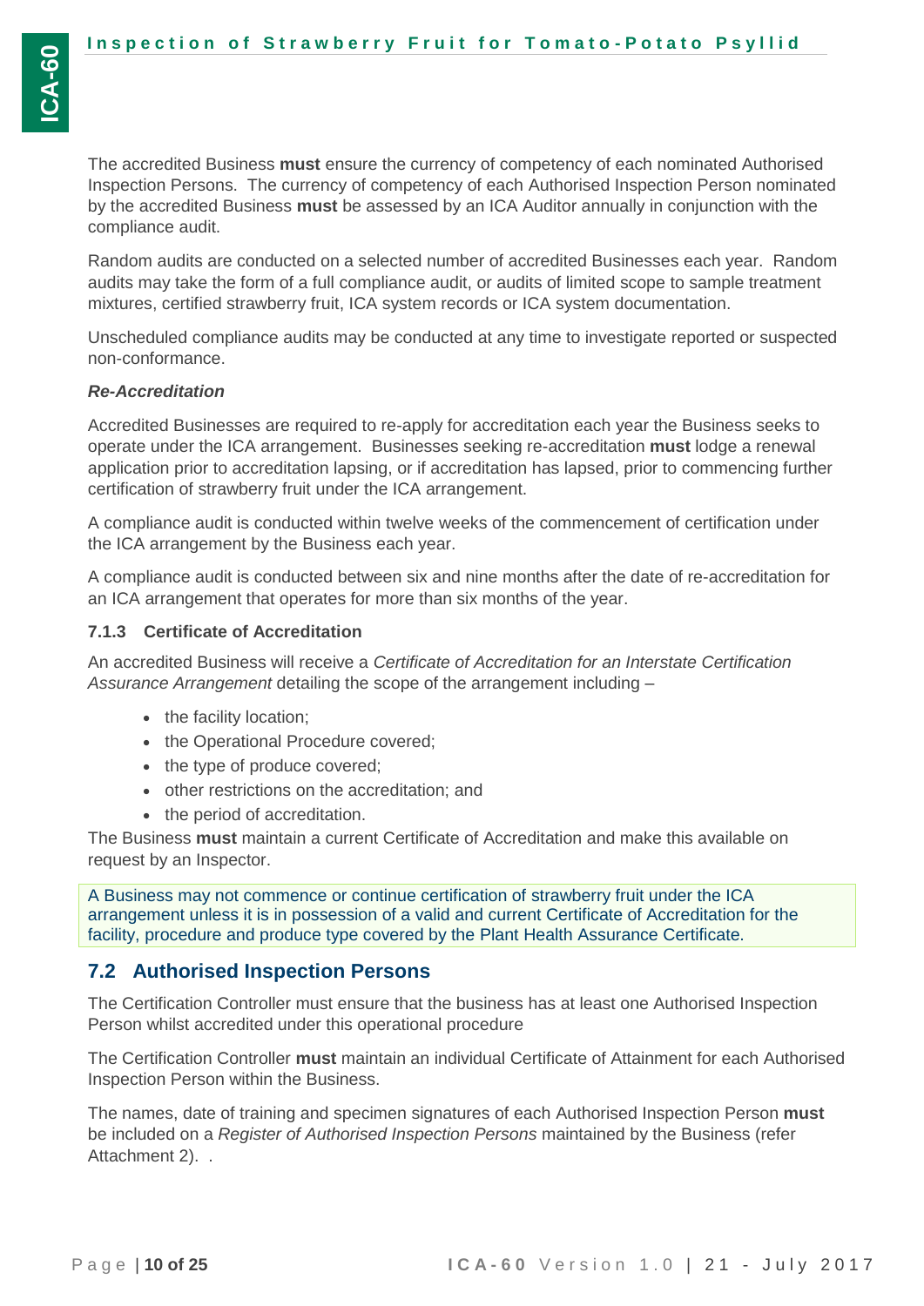The accredited Business **must** ensure the currency of competency of each nominated Authorised Inspection Persons. The currency of competency of each Authorised Inspection Person nominated by the accredited Business **must** be assessed by an ICA Auditor annually in conjunction with the compliance audit.

Random audits are conducted on a selected number of accredited Businesses each year. Random audits may take the form of a full compliance audit, or audits of limited scope to sample treatment mixtures, certified strawberry fruit, ICA system records or ICA system documentation.

Unscheduled compliance audits may be conducted at any time to investigate reported or suspected non-conformance.

***Re-Accreditation***

Accredited Businesses are required to re-apply for accreditation each year the Business seeks to operate under the ICA arrangement. Businesses seeking re-accreditation **must** lodge a renewal application prior to accreditation lapsing, or if accreditation has lapsed, prior to commencing further certification of strawberry fruit under the ICA arrangement.

A compliance audit is conducted within twelve weeks of the commencement of certification under the ICA arrangement by the Business each year.

A compliance audit is conducted between six and nine months after the date of re-accreditation for an ICA arrangement that operates for more than six months of the year.

### 7.1.3 Certificate of Accreditation

An accredited Business will receive a *Certificate of Accreditation for an Interstate Certification Assurance Arrangement* detailing the scope of the arrangement including –

- the facility location;
- the Operational Procedure covered;
- the type of produce covered;
- other restrictions on the accreditation; and
- the period of accreditation.

The Business **must** maintain a current Certificate of Accreditation and make this available on request by an Inspector.

A Business may not commence or continue certification of strawberry fruit under the ICA arrangement unless it is in possession of a valid and current Certificate of Accreditation for the facility, procedure and produce type covered by the Plant Health Assurance Certificate.

## 7.2 Authorised Inspection Persons

The Certification Controller must ensure that the business has at least one Authorised Inspection Person whilst accredited under this operational procedure

The Certification Controller **must** maintain an individual Certificate of Attainment for each Authorised Inspection Person within the Business.

The names, date of training and specimen signatures of each Authorised Inspection Person **must** be included on a *Register of Authorised Inspection Persons* maintained by the Business (refer Attachment 2). .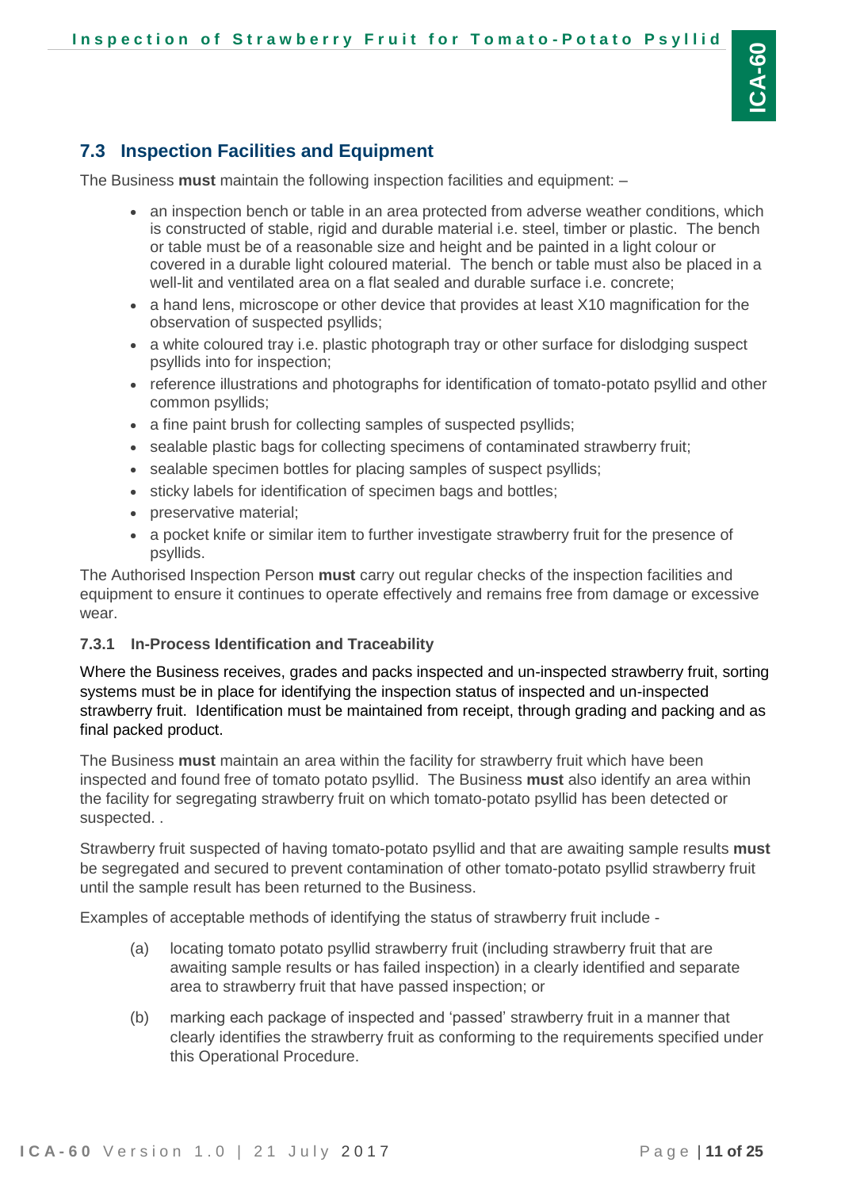## 7.3 Inspection Facilities and Equipment

The Business **must** maintain the following inspection facilities and equipment: –

- an inspection bench or table in an area protected from adverse weather conditions, which is constructed of stable, rigid and durable material i.e. steel, timber or plastic. The bench or table must be of a reasonable size and height and be painted in a light colour or covered in a durable light coloured material. The bench or table must also be placed in a well-lit and ventilated area on a flat sealed and durable surface i.e. concrete;
- a hand lens, microscope or other device that provides at least X10 magnification for the observation of suspected psyllids;
- a white coloured tray i.e. plastic photograph tray or other surface for dislodging suspect psyllids into for inspection;
- reference illustrations and photographs for identification of tomato-potato psyllid and other common psyllids;
- a fine paint brush for collecting samples of suspected psyllids;
- sealable plastic bags for collecting specimens of contaminated strawberry fruit;
- sealable specimen bottles for placing samples of suspect psyllids;
- sticky labels for identification of specimen bags and bottles;
- preservative material;
- a pocket knife or similar item to further investigate strawberry fruit for the presence of psyllids.

The Authorised Inspection Person **must** carry out regular checks of the inspection facilities and equipment to ensure it continues to operate effectively and remains free from damage or excessive wear.

#### 7.3.1 In-Process Identification and Traceability

Where the Business receives, grades and packs inspected and un-inspected strawberry fruit, sorting systems must be in place for identifying the inspection status of inspected and un-inspected strawberry fruit. Identification must be maintained from receipt, through grading and packing and as final packed product.

The Business **must** maintain an area within the facility for strawberry fruit which have been inspected and found free of tomato potato psyllid. The Business **must** also identify an area within the facility for segregating strawberry fruit on which tomato-potato psyllid has been detected or suspected. .

Strawberry fruit suspected of having tomato-potato psyllid and that are awaiting sample results **must** be segregated and secured to prevent contamination of other tomato-potato psyllid strawberry fruit until the sample result has been returned to the Business.

Examples of acceptable methods of identifying the status of strawberry fruit include -

(a) locating tomato potato psyllid strawberry fruit (including strawberry fruit that are awaiting sample results or has failed inspection) in a clearly identified and separate area to strawberry fruit that have passed inspection; or

(b) marking each package of inspected and 'passed' strawberry fruit in a manner that clearly identifies the strawberry fruit as conforming to the requirements specified under this Operational Procedure.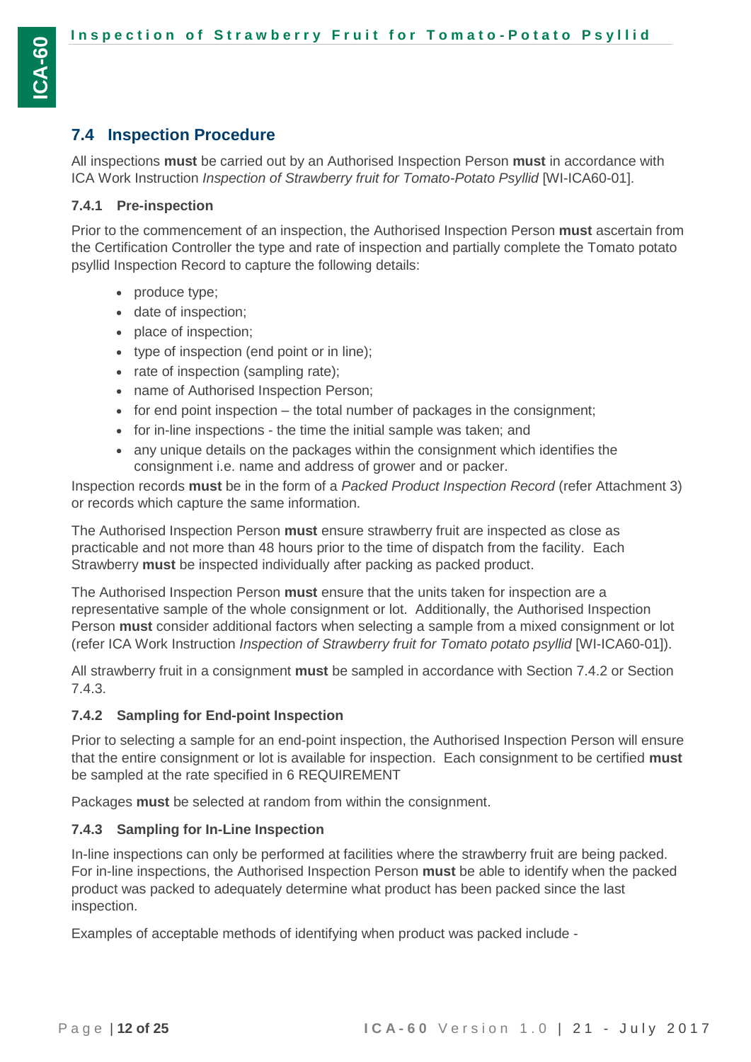## 7.4 Inspection Procedure

All inspections **must** be carried out by an Authorised Inspection Person **must** in accordance with ICA Work Instruction *Inspection of Strawberry fruit for Tomato-Potato Psyllid* [WI-ICA60-01].

### 7.4.1 Pre-inspection

Prior to the commencement of an inspection, the Authorised Inspection Person **must** ascertain from the Certification Controller the type and rate of inspection and partially complete the Tomato potato psyllid Inspection Record to capture the following details:

- produce type;
- date of inspection;
- place of inspection;
- type of inspection (end point or in line);
- rate of inspection (sampling rate);
- name of Authorised Inspection Person;
- for end point inspection – the total number of packages in the consignment;
- for in-line inspections - the time the initial sample was taken; and
- any unique details on the packages within the consignment which identifies the consignment i.e. name and address of grower and or packer.

Inspection records **must** be in the form of a *Packed Product Inspection Record* (refer Attachment 3) or records which capture the same information.

The Authorised Inspection Person **must** ensure strawberry fruit are inspected as close as practicable and not more than 48 hours prior to the time of dispatch from the facility. Each Strawberry **must** be inspected individually after packing as packed product.

The Authorised Inspection Person **must** ensure that the units taken for inspection are a representative sample of the whole consignment or lot. Additionally, the Authorised Inspection Person **must** consider additional factors when selecting a sample from a mixed consignment or lot (refer ICA Work Instruction *Inspection of Strawberry fruit for Tomato potato psyllid* [WI-ICA60-01]).

All strawberry fruit in a consignment **must** be sampled in accordance with Section 7.4.2 or Section 7.4.3.

### 7.4.2 Sampling for End-point Inspection

Prior to selecting a sample for an end-point inspection, the Authorised Inspection Person will ensure that the entire consignment or lot is available for inspection. Each consignment to be certified **must** be sampled at the rate specified in 6 REQUIREMENT

Packages **must** be selected at random from within the consignment.

### 7.4.3 Sampling for In-Line Inspection

In-line inspections can only be performed at facilities where the strawberry fruit are being packed. For in-line inspections, the Authorised Inspection Person **must** be able to identify when the packed product was packed to adequately determine what product has been packed since the last inspection.

Examples of acceptable methods of identifying when product was packed include -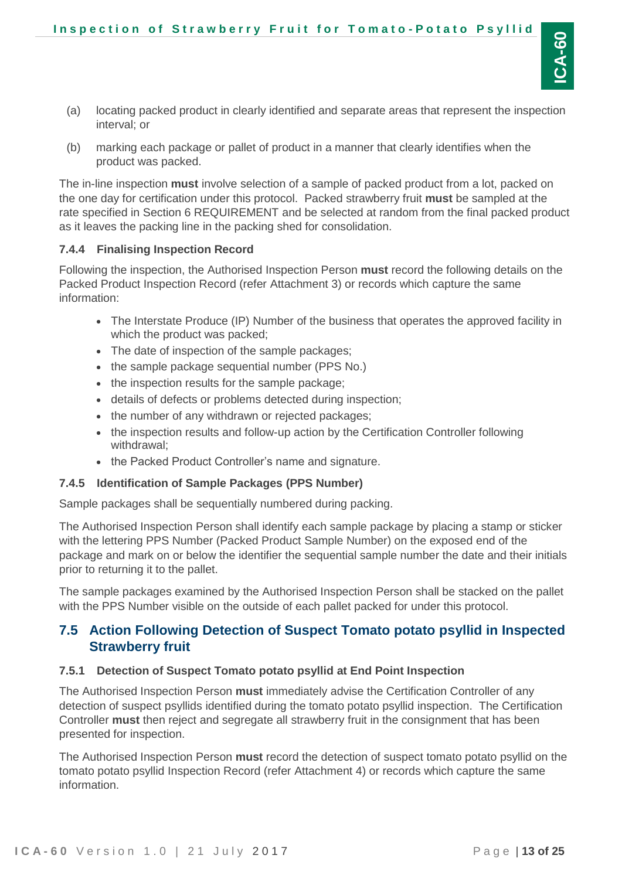(a) locating packed product in clearly identified and separate areas that represent the inspection interval; or

(b) marking each package or pallet of product in a manner that clearly identifies when the product was packed.

The in-line inspection **must** involve selection of a sample of packed product from a lot, packed on the one day for certification under this protocol. Packed strawberry fruit **must** be sampled at the rate specified in Section 6 REQUIREMENT and be selected at random from the final packed product as it leaves the packing line in the packing shed for consolidation.

#### 7.4.4 Finalising Inspection Record

Following the inspection, the Authorised Inspection Person **must** record the following details on the Packed Product Inspection Record (refer Attachment 3) or records which capture the same information:

- The Interstate Produce (IP) Number of the business that operates the approved facility in which the product was packed;
- The date of inspection of the sample packages;
- the sample package sequential number (PPS No.)
- the inspection results for the sample package;
- details of defects or problems detected during inspection;
- the number of any withdrawn or rejected packages;
- the inspection results and follow-up action by the Certification Controller following withdrawal;
- the Packed Product Controller's name and signature.

#### 7.4.5 Identification of Sample Packages (PPS Number)

Sample packages shall be sequentially numbered during packing.

The Authorised Inspection Person shall identify each sample package by placing a stamp or sticker with the lettering PPS Number (Packed Product Sample Number) on the exposed end of the package and mark on or below the identifier the sequential sample number the date and their initials prior to returning it to the pallet.

The sample packages examined by the Authorised Inspection Person shall be stacked on the pallet with the PPS Number visible on the outside of each pallet packed for under this protocol.

### 7.5 Action Following Detection of Suspect Tomato potato psyllid in Inspected Strawberry fruit

#### 7.5.1 Detection of Suspect Tomato potato psyllid at End Point Inspection

The Authorised Inspection Person **must** immediately advise the Certification Controller of any detection of suspect psyllids identified during the tomato potato psyllid inspection. The Certification Controller **must** then reject and segregate all strawberry fruit in the consignment that has been presented for inspection.

The Authorised Inspection Person **must** record the detection of suspect tomato potato psyllid on the tomato potato psyllid Inspection Record (refer Attachment 4) or records which capture the same information.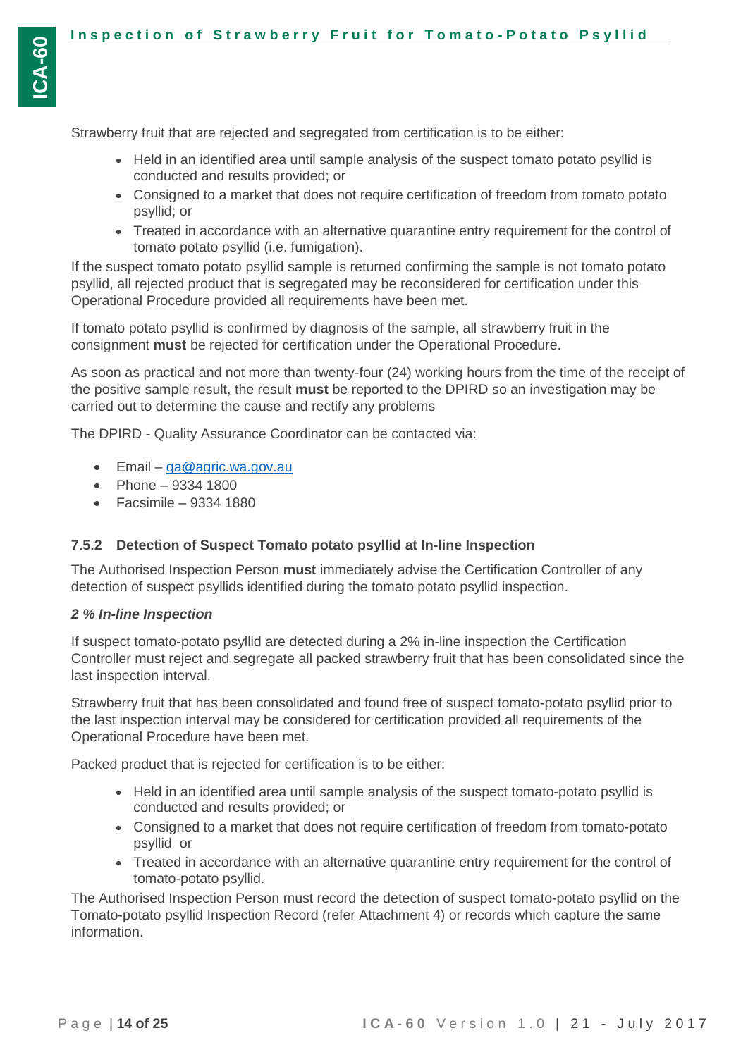Strawberry fruit that are rejected and segregated from certification is to be either:

- Held in an identified area until sample analysis of the suspect tomato potato psyllid is conducted and results provided; or
- Consigned to a market that does not require certification of freedom from tomato potato psyllid; or
- Treated in accordance with an alternative quarantine entry requirement for the control of tomato potato psyllid (i.e. fumigation).

If the suspect tomato potato psyllid sample is returned confirming the sample is not tomato potato psyllid, all rejected product that is segregated may be reconsidered for certification under this Operational Procedure provided all requirements have been met.

If tomato potato psyllid is confirmed by diagnosis of the sample, all strawberry fruit in the consignment **must** be rejected for certification under the Operational Procedure.

As soon as practical and not more than twenty-four (24) working hours from the time of the receipt of the positive sample result, the result **must** be reported to the DPIRD so an investigation may be carried out to determine the cause and rectify any problems

The DPIRD - Quality Assurance Coordinator can be contacted via:

- Email – qa@agric.wa.gov.au
- Phone – 9334 1800
- Facsimile – 9334 1880

### 7.5.2 Detection of Suspect Tomato potato psyllid at In-line Inspection

The Authorised Inspection Person **must** immediately advise the Certification Controller of any detection of suspect psyllids identified during the tomato potato psyllid inspection.

***2 % In-line Inspection***

If suspect tomato-potato psyllid are detected during a 2% in-line inspection the Certification Controller must reject and segregate all packed strawberry fruit that has been consolidated since the last inspection interval.

Strawberry fruit that has been consolidated and found free of suspect tomato-potato psyllid prior to the last inspection interval may be considered for certification provided all requirements of the Operational Procedure have been met.

Packed product that is rejected for certification is to be either:

- Held in an identified area until sample analysis of the suspect tomato-potato psyllid is conducted and results provided; or
- Consigned to a market that does not require certification of freedom from tomato-potato psyllid or
- Treated in accordance with an alternative quarantine entry requirement for the control of tomato-potato psyllid.

The Authorised Inspection Person must record the detection of suspect tomato-potato psyllid on the Tomato-potato psyllid Inspection Record (refer Attachment 4) or records which capture the same information.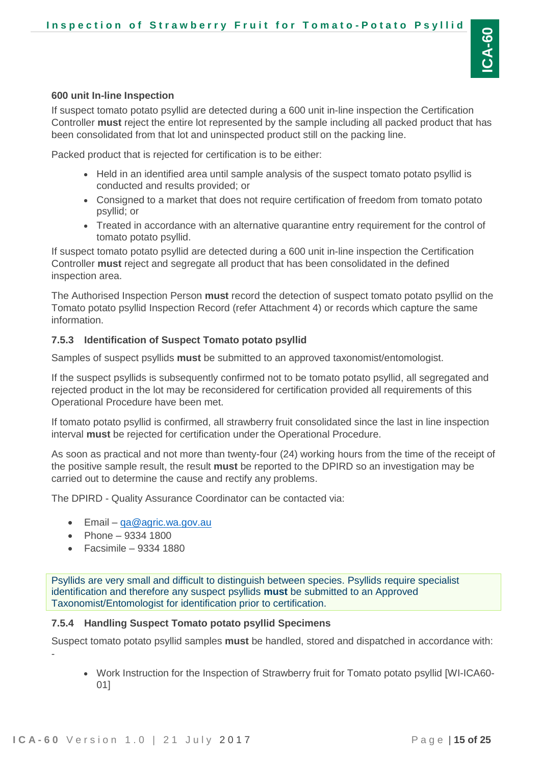**600 unit In-line Inspection**

If suspect tomato potato psyllid are detected during a 600 unit in-line inspection the Certification Controller **must** reject the entire lot represented by the sample including all packed product that has been consolidated from that lot and uninspected product still on the packing line.

Packed product that is rejected for certification is to be either:

- Held in an identified area until sample analysis of the suspect tomato potato psyllid is conducted and results provided; or
- Consigned to a market that does not require certification of freedom from tomato potato psyllid; or
- Treated in accordance with an alternative quarantine entry requirement for the control of tomato potato psyllid.

If suspect tomato potato psyllid are detected during a 600 unit in-line inspection the Certification Controller **must** reject and segregate all product that has been consolidated in the defined inspection area.

The Authorised Inspection Person **must** record the detection of suspect tomato potato psyllid on the Tomato potato psyllid Inspection Record (refer Attachment 4) or records which capture the same information.

### 7.5.3 Identification of Suspect Tomato potato psyllid

Samples of suspect psyllids **must** be submitted to an approved taxonomist/entomologist.

If the suspect psyllids is subsequently confirmed not to be tomato potato psyllid, all segregated and rejected product in the lot may be reconsidered for certification provided all requirements of this Operational Procedure have been met.

If tomato potato psyllid is confirmed, all strawberry fruit consolidated since the last in line inspection interval **must** be rejected for certification under the Operational Procedure.

As soon as practical and not more than twenty-four (24) working hours from the time of the receipt of the positive sample result, the result **must** be reported to the DPIRD so an investigation may be carried out to determine the cause and rectify any problems.

The DPIRD - Quality Assurance Coordinator can be contacted via:

- Email – qa@agric.wa.gov.au
- Phone – 9334 1800
- Facsimile – 9334 1880

Psyllids are very small and difficult to distinguish between species. Psyllids require specialist identification and therefore any suspect psyllids **must** be submitted to an Approved Taxonomist/Entomologist for identification prior to certification.

### 7.5.4 Handling Suspect Tomato potato psyllid Specimens

Suspect tomato potato psyllid samples **must** be handled, stored and dispatched in accordance with:

-

- Work Instruction for the Inspection of Strawberry fruit for Tomato potato psyllid [WI-ICA60-01]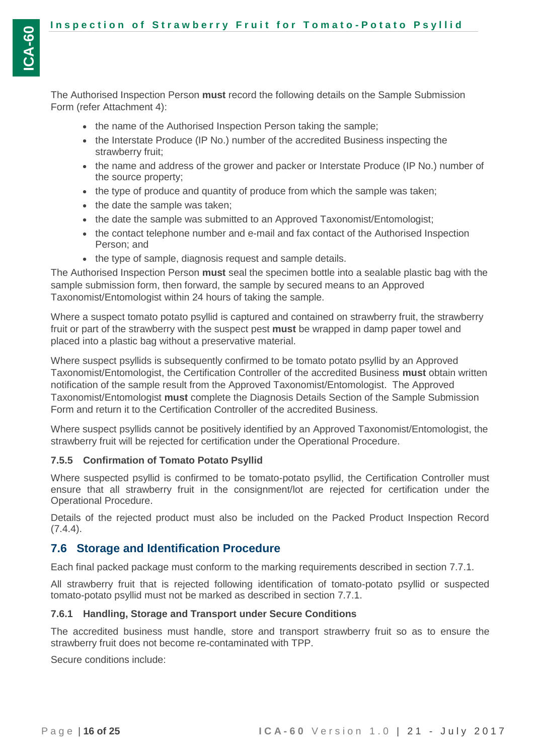The Authorised Inspection Person **must** record the following details on the Sample Submission Form (refer Attachment 4):

- the name of the Authorised Inspection Person taking the sample;
- the Interstate Produce (IP No.) number of the accredited Business inspecting the strawberry fruit;
- the name and address of the grower and packer or Interstate Produce (IP No.) number of the source property;
- the type of produce and quantity of produce from which the sample was taken;
- the date the sample was taken;
- the date the sample was submitted to an Approved Taxonomist/Entomologist;
- the contact telephone number and e-mail and fax contact of the Authorised Inspection Person; and
- the type of sample, diagnosis request and sample details.

The Authorised Inspection Person **must** seal the specimen bottle into a sealable plastic bag with the sample submission form, then forward, the sample by secured means to an Approved Taxonomist/Entomologist within 24 hours of taking the sample.

Where a suspect tomato potato psyllid is captured and contained on strawberry fruit, the strawberry fruit or part of the strawberry with the suspect pest **must** be wrapped in damp paper towel and placed into a plastic bag without a preservative material.

Where suspect psyllids is subsequently confirmed to be tomato potato psyllid by an Approved Taxonomist/Entomologist, the Certification Controller of the accredited Business **must** obtain written notification of the sample result from the Approved Taxonomist/Entomologist. The Approved Taxonomist/Entomologist **must** complete the Diagnosis Details Section of the Sample Submission Form and return it to the Certification Controller of the accredited Business.

Where suspect psyllids cannot be positively identified by an Approved Taxonomist/Entomologist, the strawberry fruit will be rejected for certification under the Operational Procedure.

#### 7.5.5 Confirmation of Tomato Potato Psyllid

Where suspected psyllid is confirmed to be tomato-potato psyllid, the Certification Controller must ensure that all strawberry fruit in the consignment/lot are rejected for certification under the Operational Procedure.

Details of the rejected product must also be included on the Packed Product Inspection Record (7.4.4).

### 7.6 Storage and Identification Procedure

Each final packed package must conform to the marking requirements described in section 7.7.1.

All strawberry fruit that is rejected following identification of tomato-potato psyllid or suspected tomato-potato psyllid must not be marked as described in section 7.7.1.

#### 7.6.1 Handling, Storage and Transport under Secure Conditions

The accredited business must handle, store and transport strawberry fruit so as to ensure the strawberry fruit does not become re-contaminated with TPP.

Secure conditions include: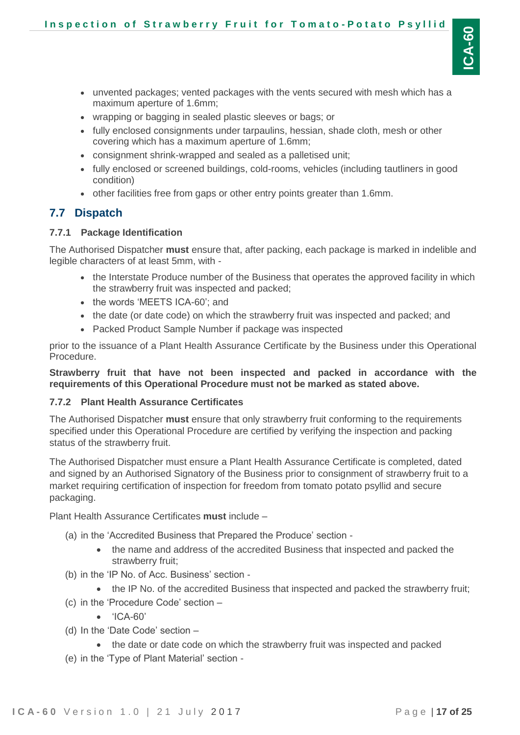- unvented packages; vented packages with the vents secured with mesh which has a maximum aperture of 1.6mm;
- wrapping or bagging in sealed plastic sleeves or bags; or
- fully enclosed consignments under tarpaulins, hessian, shade cloth, mesh or other covering which has a maximum aperture of 1.6mm;
- consignment shrink-wrapped and sealed as a palletised unit;
- fully enclosed or screened buildings, cold-rooms, vehicles (including tautliners in good condition)
- other facilities free from gaps or other entry points greater than 1.6mm.

## 7.7 Dispatch

### 7.7.1 Package Identification

The Authorised Dispatcher **must** ensure that, after packing, each package is marked in indelible and legible characters of at least 5mm, with -

- the Interstate Produce number of the Business that operates the approved facility in which the strawberry fruit was inspected and packed;
- the words 'MEETS ICA-60'; and
- the date (or date code) on which the strawberry fruit was inspected and packed; and
- Packed Product Sample Number if package was inspected

prior to the issuance of a Plant Health Assurance Certificate by the Business under this Operational Procedure.

**Strawberry fruit that have not been inspected and packed in accordance with the requirements of this Operational Procedure must not be marked as stated above.**

### 7.7.2 Plant Health Assurance Certificates

The Authorised Dispatcher **must** ensure that only strawberry fruit conforming to the requirements specified under this Operational Procedure are certified by verifying the inspection and packing status of the strawberry fruit.

The Authorised Dispatcher must ensure a Plant Health Assurance Certificate is completed, dated and signed by an Authorised Signatory of the Business prior to consignment of strawberry fruit to a market requiring certification of inspection for freedom from tomato potato psyllid and secure packaging.

Plant Health Assurance Certificates **must** include –

(a) in the 'Accredited Business that Prepared the Produce' section -
  - the name and address of the accredited Business that inspected and packed the strawberry fruit;

(b) in the 'IP No. of Acc. Business' section -
  - the IP No. of the accredited Business that inspected and packed the strawberry fruit;

(c) in the 'Procedure Code' section –
  - 'ICA-60'

(d) In the 'Date Code' section –
  - the date or date code on which the strawberry fruit was inspected and packed

(e) in the 'Type of Plant Material' section -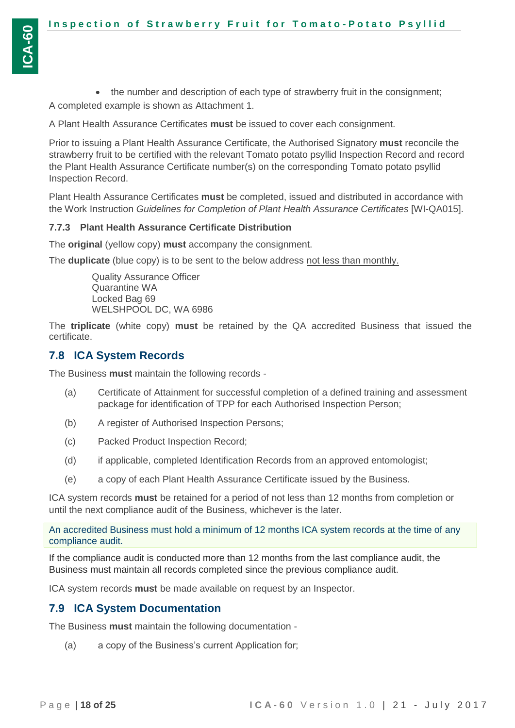- the number and description of each type of strawberry fruit in the consignment;

A completed example is shown as Attachment 1.

A Plant Health Assurance Certificates **must** be issued to cover each consignment.

Prior to issuing a Plant Health Assurance Certificate, the Authorised Signatory **must** reconcile the strawberry fruit to be certified with the relevant Tomato potato psyllid Inspection Record and record the Plant Health Assurance Certificate number(s) on the corresponding Tomato potato psyllid Inspection Record.

Plant Health Assurance Certificates **must** be completed, issued and distributed in accordance with the Work Instruction *Guidelines for Completion of Plant Health Assurance Certificates* [WI-QA015].

#### 7.7.3 Plant Health Assurance Certificate Distribution

The **original** (yellow copy) **must** accompany the consignment.

The **duplicate** (blue copy) is to be sent to the below address not less than monthly.

> Quality Assurance Officer
> Quarantine WA
> Locked Bag 69
> WELSHPOOL DC, WA 6986

The **triplicate** (white copy) **must** be retained by the QA accredited Business that issued the certificate.

## 7.8 ICA System Records

The Business **must** maintain the following records -

(a) Certificate of Attainment for successful completion of a defined training and assessment package for identification of TPP for each Authorised Inspection Person;

(b) A register of Authorised Inspection Persons;

(c) Packed Product Inspection Record;

(d) if applicable, completed Identification Records from an approved entomologist;

(e) a copy of each Plant Health Assurance Certificate issued by the Business.

ICA system records **must** be retained for a period of not less than 12 months from completion or until the next compliance audit of the Business, whichever is the later.

> An accredited Business must hold a minimum of 12 months ICA system records at the time of any compliance audit.

If the compliance audit is conducted more than 12 months from the last compliance audit, the Business must maintain all records completed since the previous compliance audit.

ICA system records **must** be made available on request by an Inspector.

## 7.9 ICA System Documentation

The Business **must** maintain the following documentation -

(a) a copy of the Business's current Application for;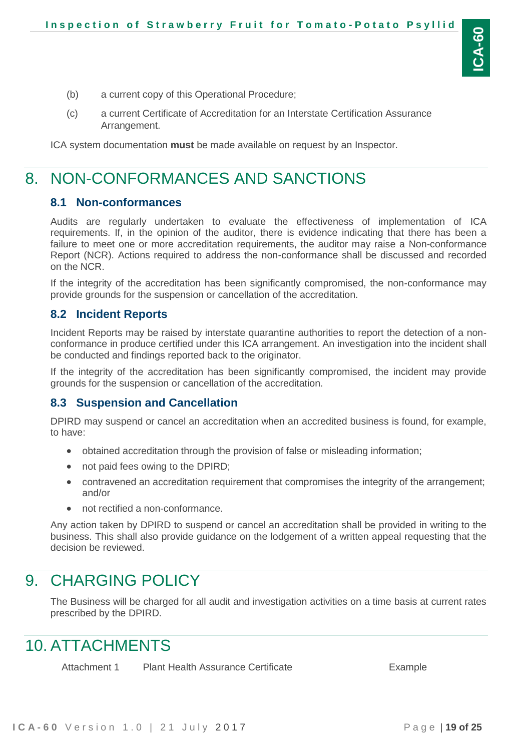(b) a current copy of this Operational Procedure;

(c) a current Certificate of Accreditation for an Interstate Certification Assurance Arrangement.

ICA system documentation **must** be made available on request by an Inspector.

# 8. NON-CONFORMANCES AND SANCTIONS

## 8.1 Non-conformances

Audits are regularly undertaken to evaluate the effectiveness of implementation of ICA requirements. If, in the opinion of the auditor, there is evidence indicating that there has been a failure to meet one or more accreditation requirements, the auditor may raise a Non-conformance Report (NCR). Actions required to address the non-conformance shall be discussed and recorded on the NCR.

If the integrity of the accreditation has been significantly compromised, the non-conformance may provide grounds for the suspension or cancellation of the accreditation.

## 8.2 Incident Reports

Incident Reports may be raised by interstate quarantine authorities to report the detection of a non-conformance in produce certified under this ICA arrangement. An investigation into the incident shall be conducted and findings reported back to the originator.

If the integrity of the accreditation has been significantly compromised, the incident may provide grounds for the suspension or cancellation of the accreditation.

## 8.3 Suspension and Cancellation

DPIRD may suspend or cancel an accreditation when an accredited business is found, for example, to have:

- obtained accreditation through the provision of false or misleading information;
- not paid fees owing to the DPIRD;
- contravened an accreditation requirement that compromises the integrity of the arrangement; and/or
- not rectified a non-conformance.

Any action taken by DPIRD to suspend or cancel an accreditation shall be provided in writing to the business. This shall also provide guidance on the lodgement of a written appeal requesting that the decision be reviewed.

# 9. CHARGING POLICY

The Business will be charged for all audit and investigation activities on a time basis at current rates prescribed by the DPIRD.

# 10. ATTACHMENTS

| | | |
|---|---|---|
| Attachment 1 | Plant Health Assurance Certificate | Example |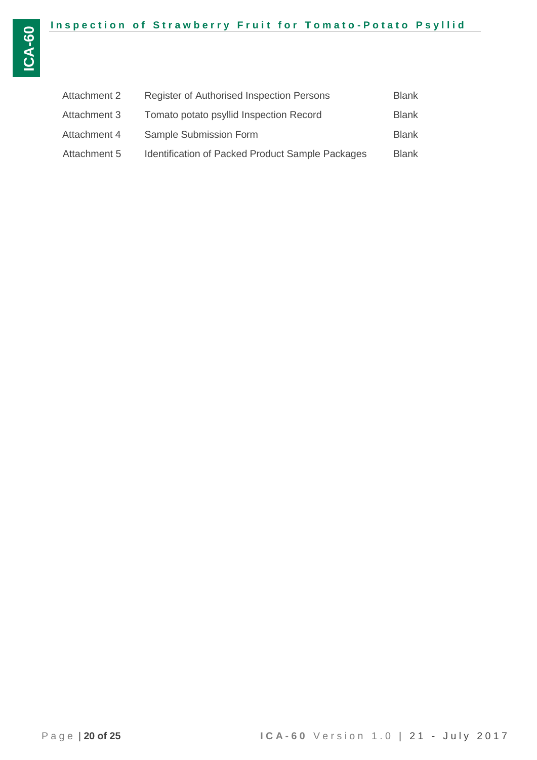| | | |
|---|---|---|
| Attachment 2 | Register of Authorised Inspection Persons | Blank |
| Attachment 3 | Tomato potato psyllid Inspection Record | Blank |
| Attachment 4 | Sample Submission Form | Blank |
| Attachment 5 | Identification of Packed Product Sample Packages | Blank |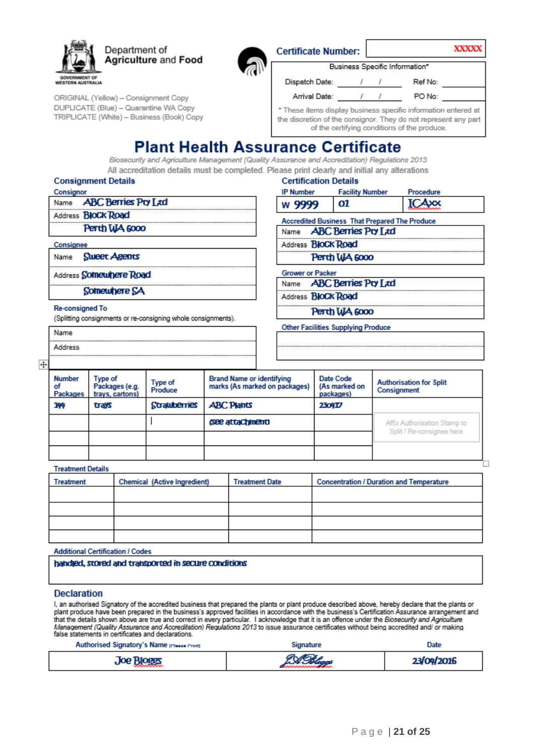Department of Agriculture and Food
GOVERNMENT OF WESTERN AUSTRALIA

ORIGINAL (Yellow) – Consignment Copy
DUPLICATE (Blue) – Quarantine WA Copy
TRIPLICATE (White) – Business (Book) Copy

**Certificate Number:** XXXXX

| Business Specific Information* | | | |
|---|---|---|---|
| Dispatch Date: | / / | Ref No: | |
| Arrival Date: | / / | PO No: | |

\* These items display business specific information entered at the discretion of the consignor. They do not represent any part of the certifying conditions of the produce.

# Plant Health Assurance Certificate

*Biosecurity and Agriculture Management (Quality Assurance and Accreditation) Regulations 2013*

All accreditation details must be completed. Please print clearly and initial any alterations

## Consignment Details

**Consignor**

| | |
|---|---|
| Name | ABC Berries Pty Ltd |
| Address | Block Road |
| | Perth WA 6000 |

**Consignee**

| | |
|---|---|
| Name | Sweet Agents |
| Address | Somewhere Road |
| | Somewhere SA |

**Re-consigned To**
(Splitting consignments or re-consigning whole consignments).

| | |
|---|---|
| Name | |
| Address | |
| | |

## Certification Details

| IP Number | Facility Number | Procedure |
|---|---|---|
| W 9999 | 01 | ICAxx |

**Accredited Business That Prepared The Produce**

| | |
|---|---|
| Name | ABC Berries Pty Ltd |
| Address | Block Road |
| | Perth WA 6000 |

**Grower or Packer**

| | |
|---|---|
| Name | ABC Berries Pty Ltd |
| Address | Block Road |
| | Perth WA 6000 |

**Other Facilities Supplying Produce**

| |
|---|
| |
| |

| Number of Packages | Type of Packages (e.g. trays, cartons) | Type of Produce | Brand Name or identifying marks (As marked on packages) | Date Code (As marked on packages) | Authorisation for Split Consignment |
|---|---|---|---|---|---|
| 144 | trays | Strawberries | ABC Plants | 230417 | |
| | | \| | (see attachment) | | Affix Authorisation Stamp to Split / Re-consignee here |
| | | | | | |
| | | | | | |

**Treatment Details**

| Treatment | Chemical (Active Ingredient) | Treatment Date | Concentration / Duration and Temperature |
|---|---|---|---|
| | | | |
| | | | |
| | | | |

**Additional Certification / Codes**

handled, stored and transported in secure conditions

## Declaration

I, an authorised Signatory of the accredited business that prepared the plants or plant produce described above, hereby declare that the plants or plant produce have been prepared in the business's approved facilities in accordance with the business's Certification Assurance arrangement and that the details shown above are true and correct in every particular. I acknowledge that it is an offence under the *Biosecurity and Agriculture Management (Quality Assurance and Accreditation) Regulations 2013* to issue assurance certificates without being accredited and/ or making false statements in certificates and declarations.

| Authorised Signatory's Name (Please Print) | Signature | Date |
|---|---|---|
| Joe Bloggs | J.A. Bloggs | 23/04/2016 |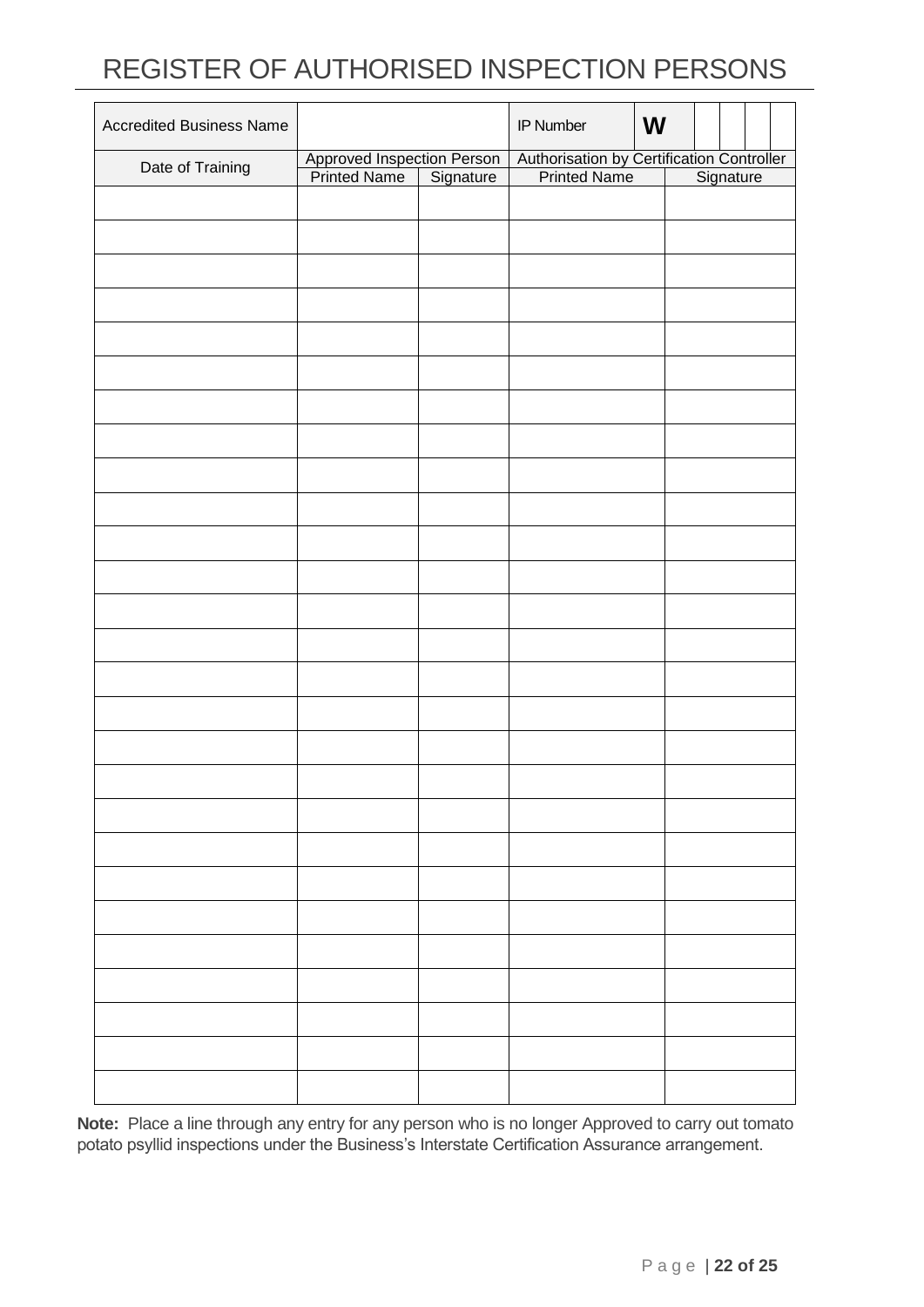# REGISTER OF AUTHORISED INSPECTION PERSONS

| Accredited Business Name | | | IP Number | W | | | | |
|---|---|---|---|---|---|---|---|---|

| Date of Training | Approved Inspection Person | | Authorisation by Certification Controller | |
|---|---|---|---|---|
| | Printed Name | Signature | Printed Name | Signature |
| | | | | |
| | | | | |
| | | | | |
| | | | | |
| | | | | |
| | | | | |
| | | | | |
| | | | | |
| | | | | |
| | | | | |
| | | | | |
| | | | | |
| | | | | |
| | | | | |
| | | | | |
| | | | | |
| | | | | |
| | | | | |
| | | | | |
| | | | | |
| | | | | |
| | | | | |
| | | | | |
| | | | | |
| | | | | |
| | | | | |
| | | | | |

**Note:** Place a line through any entry for any person who is no longer Approved to carry out tomato potato psyllid inspections under the Business's Interstate Certification Assurance arrangement.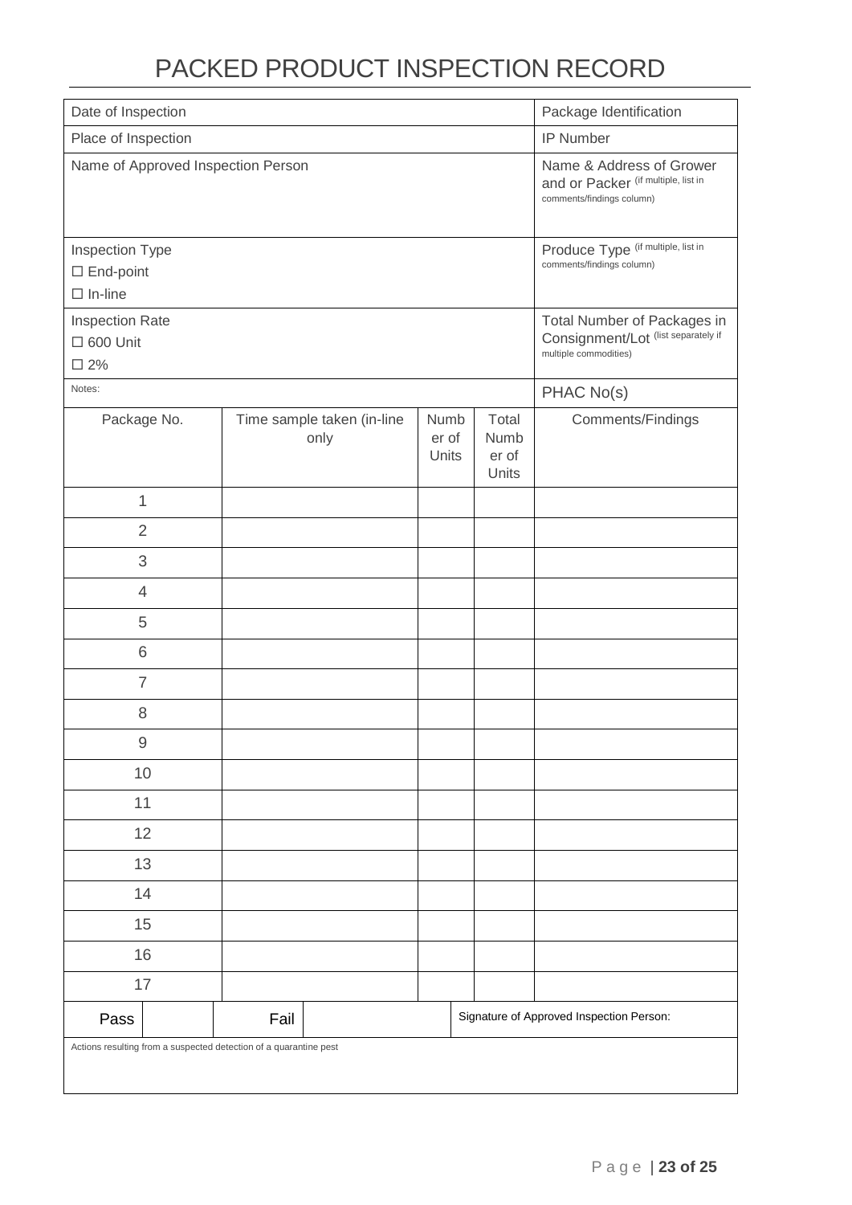# PACKED PRODUCT INSPECTION RECORD

| | |
|---|---|
| Date of Inspection | Package Identification |
| Place of Inspection | IP Number |
| Name of Approved Inspection Person | Name & Address of Grower and or Packer (if multiple, list in comments/findings column) |
| Inspection Type<br>☐ End-point<br>☐ In-line | Produce Type (if multiple, list in comments/findings column) |
| Inspection Rate<br>☐ 600 Unit<br>☐ 2% | Total Number of Packages in Consignment/Lot (list separately if multiple commodities) |
| Notes: | PHAC No(s) |

| Package No. | Time sample taken (in-line only | Number of Units | Total Number of Units | Comments/Findings |
|---|---|---|---|---|
| 1 | | | | |
| 2 | | | | |
| 3 | | | | |
| 4 | | | | |
| 5 | | | | |
| 6 | | | | |
| 7 | | | | |
| 8 | | | | |
| 9 | | | | |
| 10 | | | | |
| 11 | | | | |
| 12 | | | | |
| 13 | | | | |
| 14 | | | | |
| 15 | | | | |
| 16 | | | | |
| 17 | | | | |

| Pass | | Fail | | Signature of Approved Inspection Person: |
|---|---|---|---|---|

Actions resulting from a suspected detection of a quarantine pest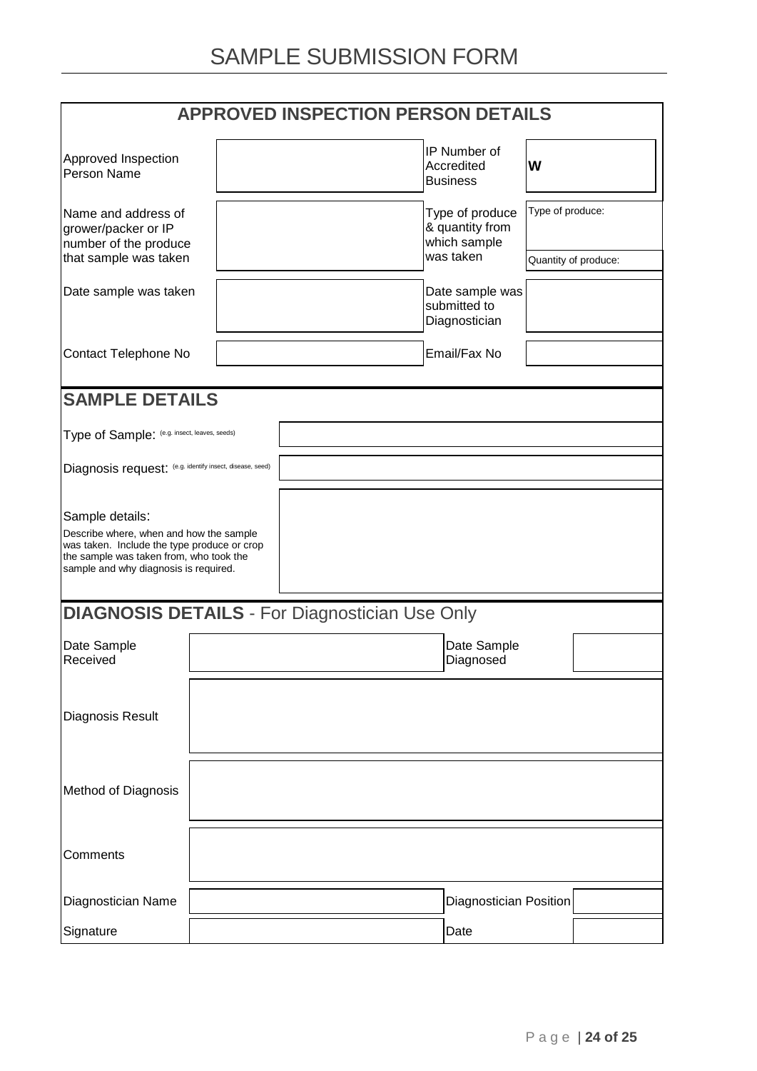# SAMPLE SUBMISSION FORM

## APPROVED INSPECTION PERSON DETAILS

| | | | |
|---|---|---|---|
| Approved Inspection Person Name | | IP Number of Accredited Business | **W** |
| Name and address of grower/packer or IP number of the produce that sample was taken | | Type of produce & quantity from which sample was taken | Type of produce:<br>Quantity of produce: |
| Date sample was taken | | Date sample was submitted to Diagnostician | |
| Contact Telephone No | | Email/Fax No | |

## SAMPLE DETAILS

| | |
|---|---|
| Type of Sample: (e.g. insect, leaves, seeds) | |
| Diagnosis request: (e.g. identify insect, disease, seed) | |
| Sample details:<br>Describe where, when and how the sample was taken. Include the type produce or crop the sample was taken from, who took the sample and why diagnosis is required. | |

## DIAGNOSIS DETAILS - For Diagnostician Use Only

| | | | |
|---|---|---|---|
| Date Sample Received | | Date Sample Diagnosed | |
| Diagnosis Result | | | |
| Method of Diagnosis | | | |
| Comments | | | |
| Diagnostician Name | | Diagnostician Position | |
| Signature | | Date | |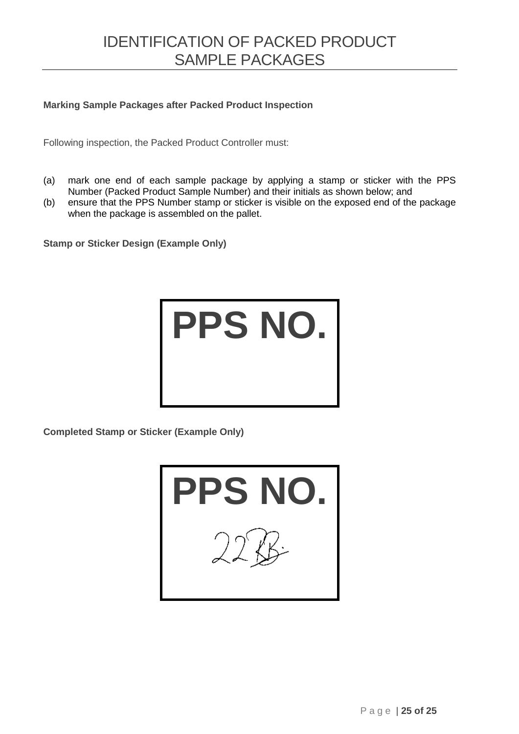# IDENTIFICATION OF PACKED PRODUCT SAMPLE PACKAGES

**Marking Sample Packages after Packed Product Inspection**

Following inspection, the Packed Product Controller must:

(a) mark one end of each sample package by applying a stamp or sticker with the PPS Number (Packed Product Sample Number) and their initials as shown below; and

(b) ensure that the PPS Number stamp or sticker is visible on the exposed end of the package when the package is assembled on the pallet.

**Stamp or Sticker Design (Example Only)**

PPS NO.

**Completed Stamp or Sticker (Example Only)**

PPS NO.

22 KB.